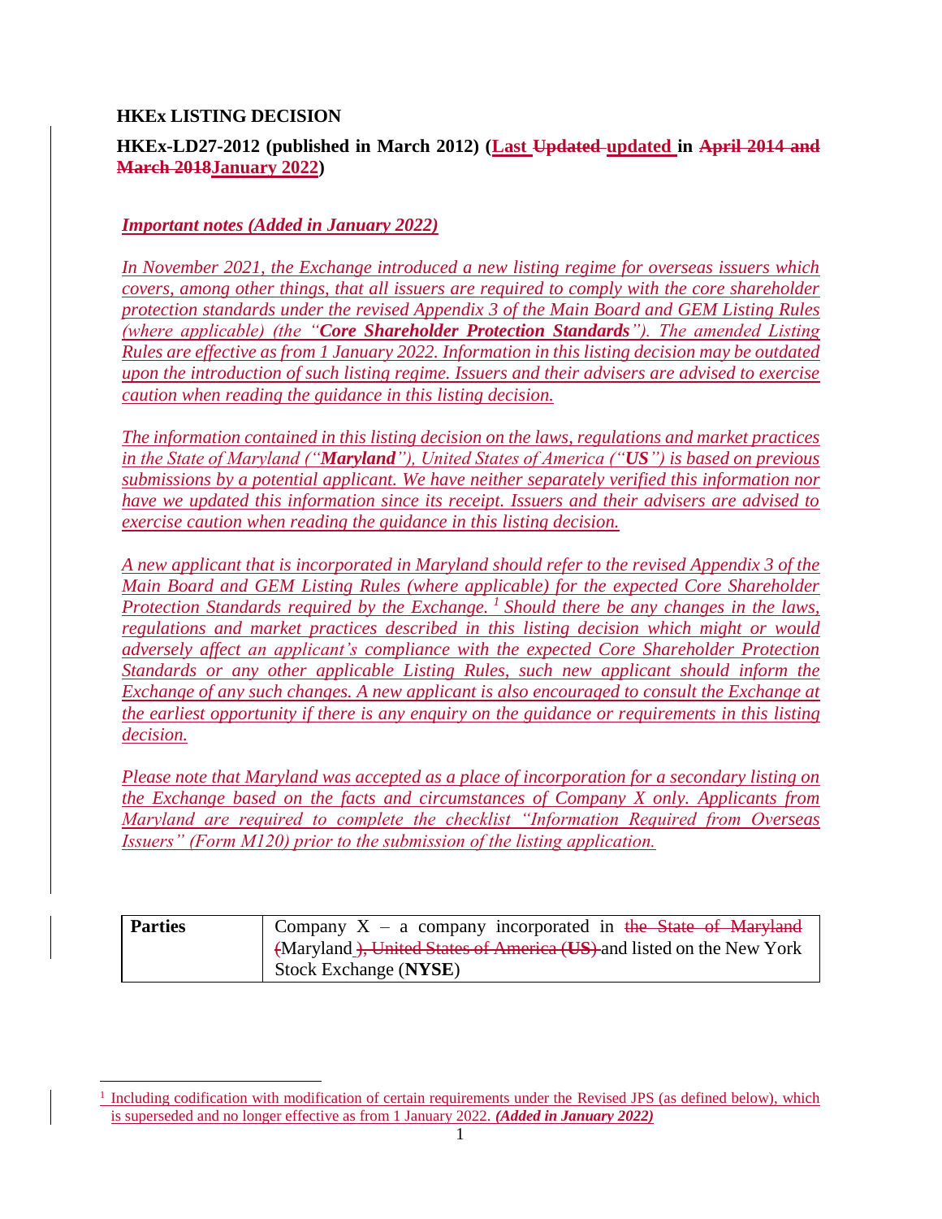**HKEx LISTING DECISION**

**HKEx-LD27-2012 (published in March 2012) (Last ~~Updated~~ updated in ~~April 2014 and March 2018~~January 2022)**

***Important notes (Added in January 2022)***

*In November 2021, the Exchange introduced a new listing regime for overseas issuers which covers, among other things, that all issuers are required to comply with the core shareholder protection standards under the revised Appendix 3 of the Main Board and GEM Listing Rules (where applicable) (the "**Core Shareholder Protection Standards**"). The amended Listing Rules are effective as from 1 January 2022. Information in this listing decision may be outdated upon the introduction of such listing regime. Issuers and their advisers are advised to exercise caution when reading the guidance in this listing decision.*

*The information contained in this listing decision on the laws, regulations and market practices in the State of Maryland ("**Maryland**"), United States of America ("**US**") is based on previous submissions by a potential applicant. We have neither separately verified this information nor have we updated this information since its receipt. Issuers and their advisers are advised to exercise caution when reading the guidance in this listing decision.*

*A new applicant that is incorporated in Maryland should refer to the revised Appendix 3 of the Main Board and GEM Listing Rules (where applicable) for the expected Core Shareholder Protection Standards required by the Exchange.[1] Should there be any changes in the laws, regulations and market practices described in this listing decision which might or would adversely affect an applicant's compliance with the expected Core Shareholder Protection Standards or any other applicable Listing Rules, such new applicant should inform the Exchange of any such changes. A new applicant is also encouraged to consult the Exchange at the earliest opportunity if there is any enquiry on the guidance or requirements in this listing decision.*

*Please note that Maryland was accepted as a place of incorporation for a secondary listing on the Exchange based on the facts and circumstances of Company X only. Applicants from Maryland are required to complete the checklist "Information Required from Overseas Issuers" (Form M120) prior to the submission of the listing application.*

| **Parties** | Company X – a company incorporated in ~~the State of Maryland (~~Maryland ~~), United States of America (**US**)~~ and listed on the New York Stock Exchange (**NYSE**) |
|---|---|

[1] Including codification with modification of certain requirements under the Revised JPS (as defined below), which is superseded and no longer effective as from 1 January 2022. ***(Added in January 2022)***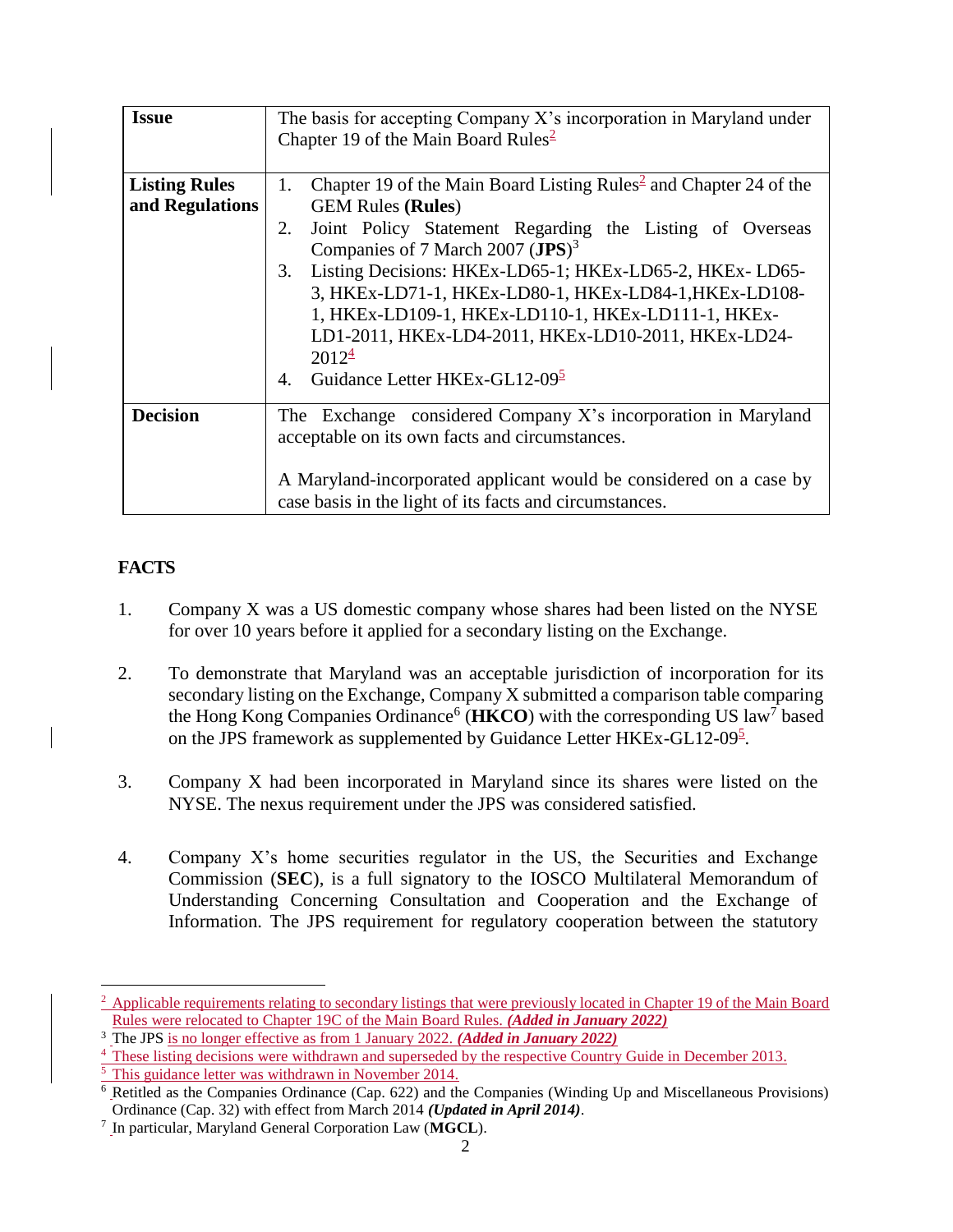| **Issue** | The basis for accepting Company X's incorporation in Maryland under Chapter 19 of the Main Board Rules[2] |
|---|---|
| **Listing Rules and Regulations** | 1. Chapter 19 of the Main Board Listing Rules[2] and Chapter 24 of the GEM Rules **(Rules)**<br>2. Joint Policy Statement Regarding the Listing of Overseas Companies of 7 March 2007 (**JPS**)[3]<br>3. Listing Decisions: HKEx-LD65-1; HKEx-LD65-2, HKEx- LD65-3, HKEx-LD71-1, HKEx-LD80-1, HKEx-LD84-1,HKEx-LD108-1, HKEx-LD109-1, HKEx-LD110-1, HKEx-LD111-1, HKEx-LD1-2011, HKEx-LD4-2011, HKEx-LD10-2011, HKEx-LD24-2012[4]<br>4. Guidance Letter HKEx-GL12-09[5] |
| **Decision** | The Exchange considered Company X's incorporation in Maryland acceptable on its own facts and circumstances.<br><br>A Maryland-incorporated applicant would be considered on a case by case basis in the light of its facts and circumstances. |

## FACTS

1. Company X was a US domestic company whose shares had been listed on the NYSE for over 10 years before it applied for a secondary listing on the Exchange.

2. To demonstrate that Maryland was an acceptable jurisdiction of incorporation for its secondary listing on the Exchange, Company X submitted a comparison table comparing the Hong Kong Companies Ordinance[6] (**HKCO**) with the corresponding US law[7] based on the JPS framework as supplemented by Guidance Letter HKEx-GL12-09[5].

3. Company X had been incorporated in Maryland since its shares were listed on the NYSE. The nexus requirement under the JPS was considered satisfied.

4. Company X's home securities regulator in the US, the Securities and Exchange Commission (**SEC**), is a full signatory to the IOSCO Multilateral Memorandum of Understanding Concerning Consultation and Cooperation and the Exchange of Information. The JPS requirement for regulatory cooperation between the statutory

---

[2] Applicable requirements relating to secondary listings that were previously located in Chapter 19 of the Main Board Rules were relocated to Chapter 19C of the Main Board Rules. ***(Added in January 2022)***

[3] The JPS is no longer effective as from 1 January 2022. ***(Added in January 2022)***

[4] These listing decisions were withdrawn and superseded by the respective Country Guide in December 2013.

[5] This guidance letter was withdrawn in November 2014.

[6] Retitled as the Companies Ordinance (Cap. 622) and the Companies (Winding Up and Miscellaneous Provisions) Ordinance (Cap. 32) with effect from March 2014 ***(Updated in April 2014)***.

[7] In particular, Maryland General Corporation Law (**MGCL**).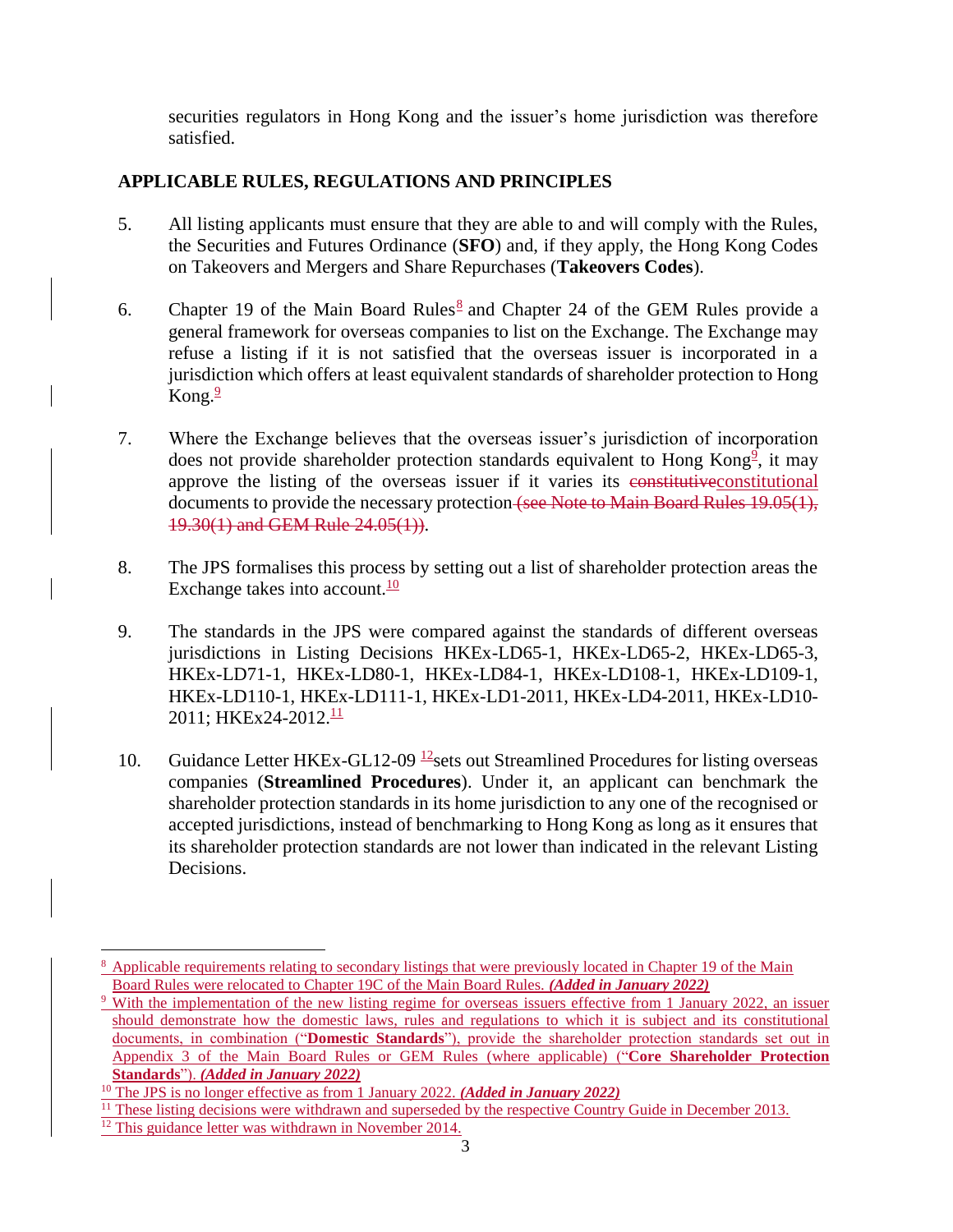securities regulators in Hong Kong and the issuer's home jurisdiction was therefore satisfied.

## APPLICABLE RULES, REGULATIONS AND PRINCIPLES

5. All listing applicants must ensure that they are able to and will comply with the Rules, the Securities and Futures Ordinance (**SFO**) and, if they apply, the Hong Kong Codes on Takeovers and Mergers and Share Repurchases (**Takeovers Codes**).

6. Chapter 19 of the Main Board Rules[8] and Chapter 24 of the GEM Rules provide a general framework for overseas companies to list on the Exchange. The Exchange may refuse a listing if it is not satisfied that the overseas issuer is incorporated in a jurisdiction which offers at least equivalent standards of shareholder protection to Hong Kong.[9]

7. Where the Exchange believes that the overseas issuer's jurisdiction of incorporation does not provide shareholder protection standards equivalent to Hong Kong[9], it may approve the listing of the overseas issuer if it varies its ~~constitutive~~constitutional documents to provide the necessary protection ~~(see Note to Main Board Rules 19.05(1), 19.30(1) and GEM Rule 24.05(1))~~.

8. The JPS formalises this process by setting out a list of shareholder protection areas the Exchange takes into account.[10]

9. The standards in the JPS were compared against the standards of different overseas jurisdictions in Listing Decisions HKEx-LD65-1, HKEx-LD65-2, HKEx-LD65-3, HKEx-LD71-1, HKEx-LD80-1, HKEx-LD84-1, HKEx-LD108-1, HKEx-LD109-1, HKEx-LD110-1, HKEx-LD111-1, HKEx-LD1-2011, HKEx-LD4-2011, HKEx-LD10-2011; HKEx24-2012.[11]

10. Guidance Letter HKEx-GL12-09 [12]sets out Streamlined Procedures for listing overseas companies (**Streamlined Procedures**). Under it, an applicant can benchmark the shareholder protection standards in its home jurisdiction to any one of the recognised or accepted jurisdictions, instead of benchmarking to Hong Kong as long as it ensures that its shareholder protection standards are not lower than indicated in the relevant Listing Decisions.

---

[8] Applicable requirements relating to secondary listings that were previously located in Chapter 19 of the Main Board Rules were relocated to Chapter 19C of the Main Board Rules. ***(Added in January 2022)***

[9] With the implementation of the new listing regime for overseas issuers effective from 1 January 2022, an issuer should demonstrate how the domestic laws, rules and regulations to which it is subject and its constitutional documents, in combination ("**Domestic Standards**"), provide the shareholder protection standards set out in Appendix 3 of the Main Board Rules or GEM Rules (where applicable) ("**Core Shareholder Protection Standards**"). ***(Added in January 2022)***

[10] The JPS is no longer effective as from 1 January 2022. ***(Added in January 2022)***

[11] These listing decisions were withdrawn and superseded by the respective Country Guide in December 2013.

[12] This guidance letter was withdrawn in November 2014.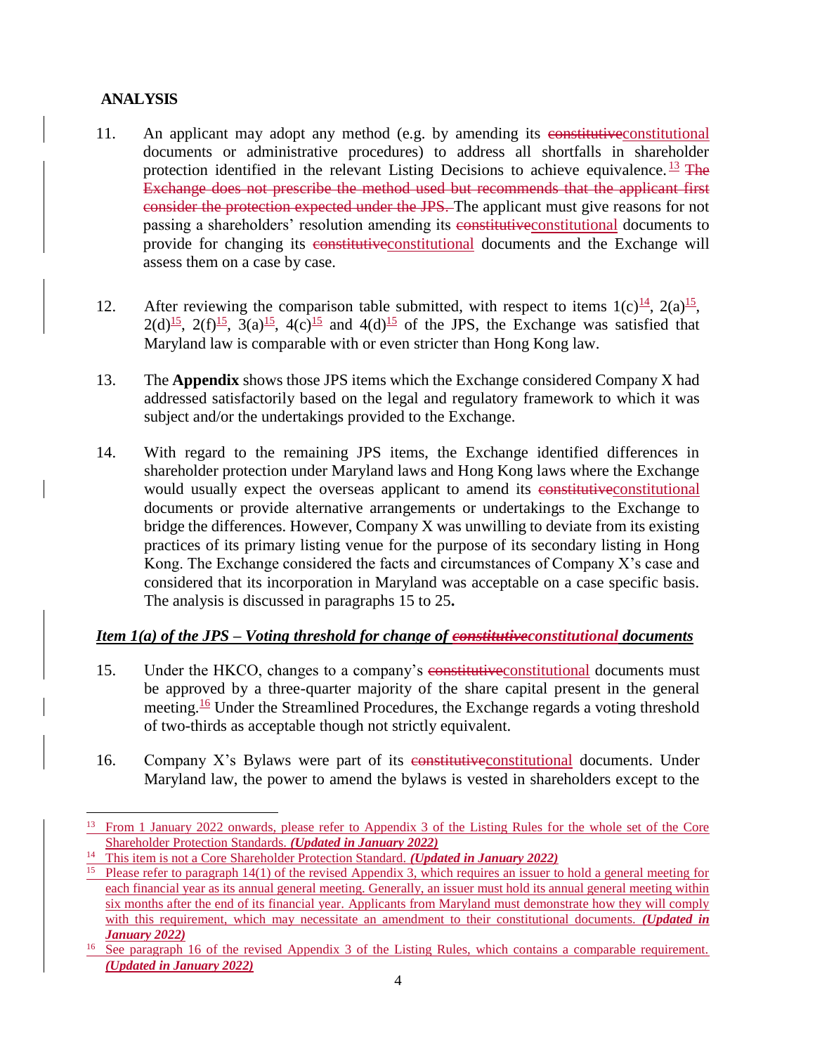## ANALYSIS

11. An applicant may adopt any method (e.g. by amending its ~~constitutive~~constitutional documents or administrative procedures) to address all shortfalls in shareholder protection identified in the relevant Listing Decisions to achieve equivalence.[13] ~~The Exchange does not prescribe the method used but recommends that the applicant first consider the protection expected under the JPS.~~ The applicant must give reasons for not passing a shareholders' resolution amending its ~~constitutive~~constitutional documents to provide for changing its ~~constitutive~~constitutional documents and the Exchange will assess them on a case by case.

12. After reviewing the comparison table submitted, with respect to items 1(c)[14], 2(a)[15], 2(d)[15], 2(f)[15], 3(a)[15], 4(c)[15] and 4(d)[15] of the JPS, the Exchange was satisfied that Maryland law is comparable with or even stricter than Hong Kong law.

13. The **Appendix** shows those JPS items which the Exchange considered Company X had addressed satisfactorily based on the legal and regulatory framework to which it was subject and/or the undertakings provided to the Exchange.

14. With regard to the remaining JPS items, the Exchange identified differences in shareholder protection under Maryland laws and Hong Kong laws where the Exchange would usually expect the overseas applicant to amend its ~~constitutive~~constitutional documents or provide alternative arrangements or undertakings to the Exchange to bridge the differences. However, Company X was unwilling to deviate from its existing practices of its primary listing venue for the purpose of its secondary listing in Hong Kong. The Exchange considered the facts and circumstances of Company X's case and considered that its incorporation in Maryland was acceptable on a case specific basis. The analysis is discussed in paragraphs 15 to 25**.**

### *Item 1(a) of the JPS – Voting threshold for change of ~~constitutive~~constitutional documents*

15. Under the HKCO, changes to a company's ~~constitutive~~constitutional documents must be approved by a three-quarter majority of the share capital present in the general meeting.[16] Under the Streamlined Procedures, the Exchange regards a voting threshold of two-thirds as acceptable though not strictly equivalent.

16. Company X's Bylaws were part of its ~~constitutive~~constitutional documents. Under Maryland law, the power to amend the bylaws is vested in shareholders except to the

---

[13] From 1 January 2022 onwards, please refer to Appendix 3 of the Listing Rules for the whole set of the Core Shareholder Protection Standards. ***(Updated in January 2022)***

[14] This item is not a Core Shareholder Protection Standard. ***(Updated in January 2022)***

[15] Please refer to paragraph 14(1) of the revised Appendix 3, which requires an issuer to hold a general meeting for each financial year as its annual general meeting. Generally, an issuer must hold its annual general meeting within six months after the end of its financial year. Applicants from Maryland must demonstrate how they will comply with this requirement, which may necessitate an amendment to their constitutional documents. ***(Updated in January 2022)***

[16] See paragraph 16 of the revised Appendix 3 of the Listing Rules, which contains a comparable requirement. ***(Updated in January 2022)***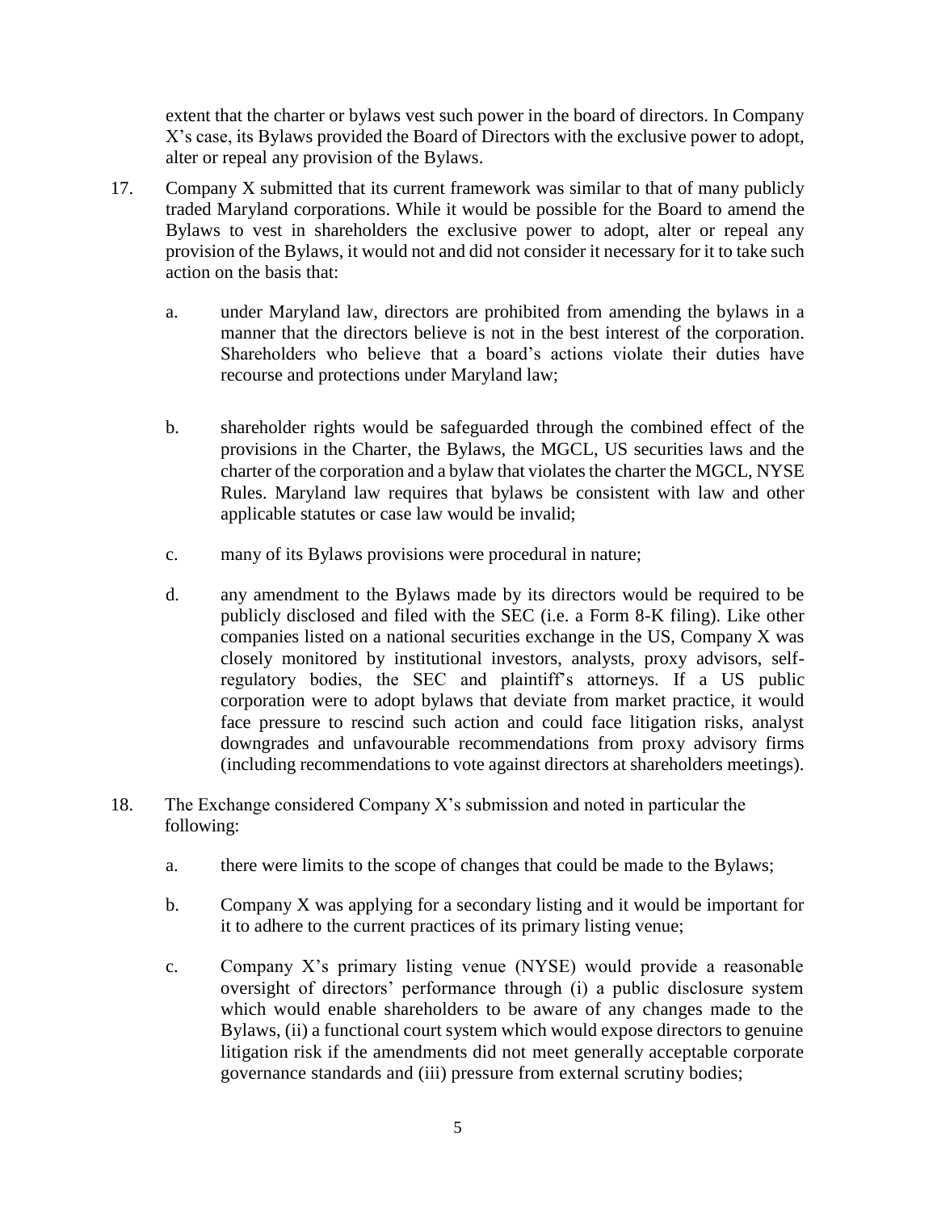extent that the charter or bylaws vest such power in the board of directors. In Company X's case, its Bylaws provided the Board of Directors with the exclusive power to adopt, alter or repeal any provision of the Bylaws.

17. Company X submitted that its current framework was similar to that of many publicly traded Maryland corporations. While it would be possible for the Board to amend the Bylaws to vest in shareholders the exclusive power to adopt, alter or repeal any provision of the Bylaws, it would not and did not consider it necessary for it to take such action on the basis that:

    a. under Maryland law, directors are prohibited from amending the bylaws in a manner that the directors believe is not in the best interest of the corporation. Shareholders who believe that a board's actions violate their duties have recourse and protections under Maryland law;

    b. shareholder rights would be safeguarded through the combined effect of the provisions in the Charter, the Bylaws, the MGCL, US securities laws and the charter of the corporation and a bylaw that violates the charter the MGCL, NYSE Rules. Maryland law requires that bylaws be consistent with law and other applicable statutes or case law would be invalid;

    c. many of its Bylaws provisions were procedural in nature;

    d. any amendment to the Bylaws made by its directors would be required to be publicly disclosed and filed with the SEC (i.e. a Form 8-K filing). Like other companies listed on a national securities exchange in the US, Company X was closely monitored by institutional investors, analysts, proxy advisors, self-regulatory bodies, the SEC and plaintiff's attorneys. If a US public corporation were to adopt bylaws that deviate from market practice, it would face pressure to rescind such action and could face litigation risks, analyst downgrades and unfavourable recommendations from proxy advisory firms (including recommendations to vote against directors at shareholders meetings).

18. The Exchange considered Company X's submission and noted in particular the following:

    a. there were limits to the scope of changes that could be made to the Bylaws;

    b. Company X was applying for a secondary listing and it would be important for it to adhere to the current practices of its primary listing venue;

    c. Company X's primary listing venue (NYSE) would provide a reasonable oversight of directors' performance through (i) a public disclosure system which would enable shareholders to be aware of any changes made to the Bylaws, (ii) a functional court system which would expose directors to genuine litigation risk if the amendments did not meet generally acceptable corporate governance standards and (iii) pressure from external scrutiny bodies;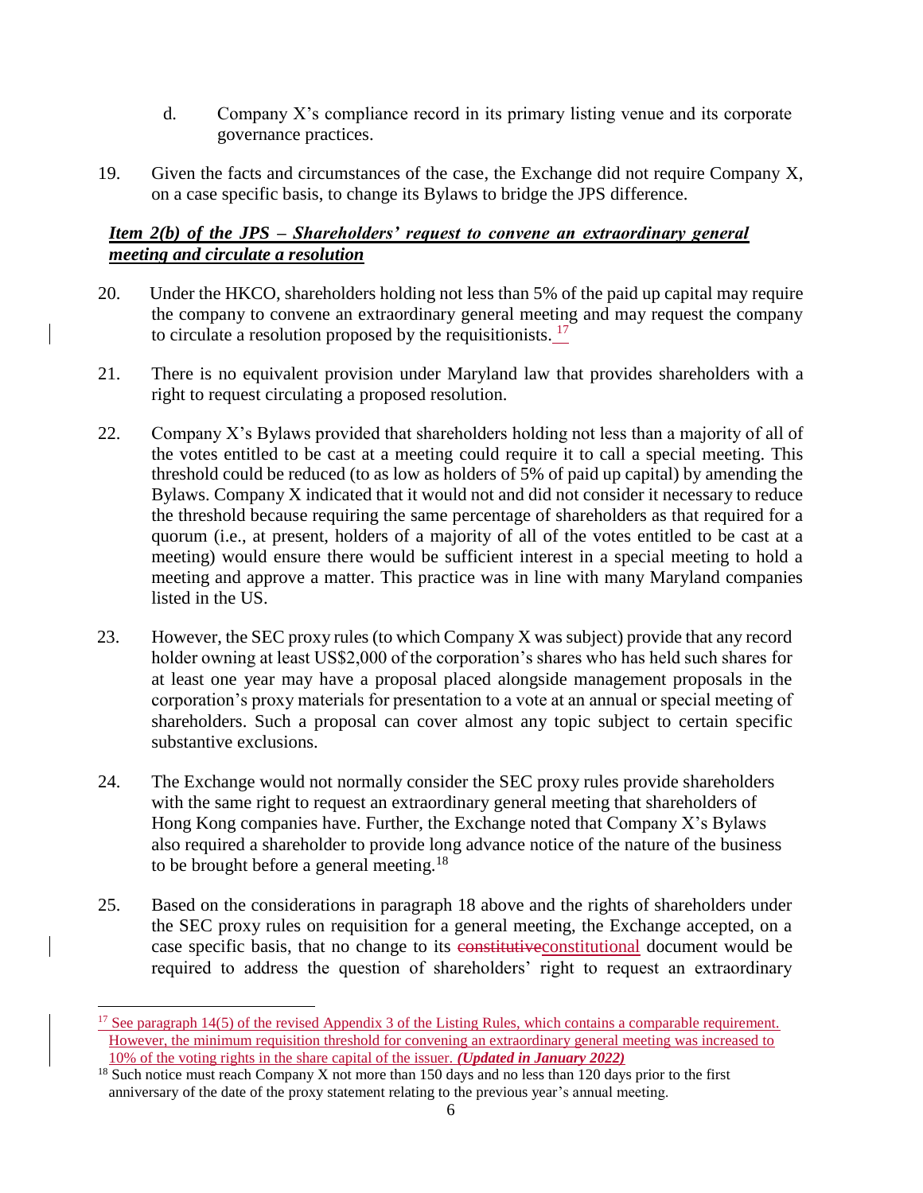d. Company X's compliance record in its primary listing venue and its corporate governance practices.

19. Given the facts and circumstances of the case, the Exchange did not require Company X, on a case specific basis, to change its Bylaws to bridge the JPS difference.

***Item 2(b) of the JPS – Shareholders' request to convene an extraordinary general meeting and circulate a resolution***

20. Under the HKCO, shareholders holding not less than 5% of the paid up capital may require the company to convene an extraordinary general meeting and may request the company to circulate a resolution proposed by the requisitionists.[17]

21. There is no equivalent provision under Maryland law that provides shareholders with a right to request circulating a proposed resolution.

22. Company X's Bylaws provided that shareholders holding not less than a majority of all of the votes entitled to be cast at a meeting could require it to call a special meeting. This threshold could be reduced (to as low as holders of 5% of paid up capital) by amending the Bylaws. Company X indicated that it would not and did not consider it necessary to reduce the threshold because requiring the same percentage of shareholders as that required for a quorum (i.e., at present, holders of a majority of all of the votes entitled to be cast at a meeting) would ensure there would be sufficient interest in a special meeting to hold a meeting and approve a matter. This practice was in line with many Maryland companies listed in the US.

23. However, the SEC proxy rules (to which Company X was subject) provide that any record holder owning at least US$2,000 of the corporation's shares who has held such shares for at least one year may have a proposal placed alongside management proposals in the corporation's proxy materials for presentation to a vote at an annual or special meeting of shareholders. Such a proposal can cover almost any topic subject to certain specific substantive exclusions.

24. The Exchange would not normally consider the SEC proxy rules provide shareholders with the same right to request an extraordinary general meeting that shareholders of Hong Kong companies have. Further, the Exchange noted that Company X's Bylaws also required a shareholder to provide long advance notice of the nature of the business to be brought before a general meeting.[18]

25. Based on the considerations in paragraph 18 above and the rights of shareholders under the SEC proxy rules on requisition for a general meeting, the Exchange accepted, on a case specific basis, that no change to its ~~constitutive~~constitutional document would be required to address the question of shareholders' right to request an extraordinary

---

[17] See paragraph 14(5) of the revised Appendix 3 of the Listing Rules, which contains a comparable requirement. However, the minimum requisition threshold for convening an extraordinary general meeting was increased to 10% of the voting rights in the share capital of the issuer. ***(Updated in January 2022)***

[18] Such notice must reach Company X not more than 150 days and no less than 120 days prior to the first anniversary of the date of the proxy statement relating to the previous year's annual meeting.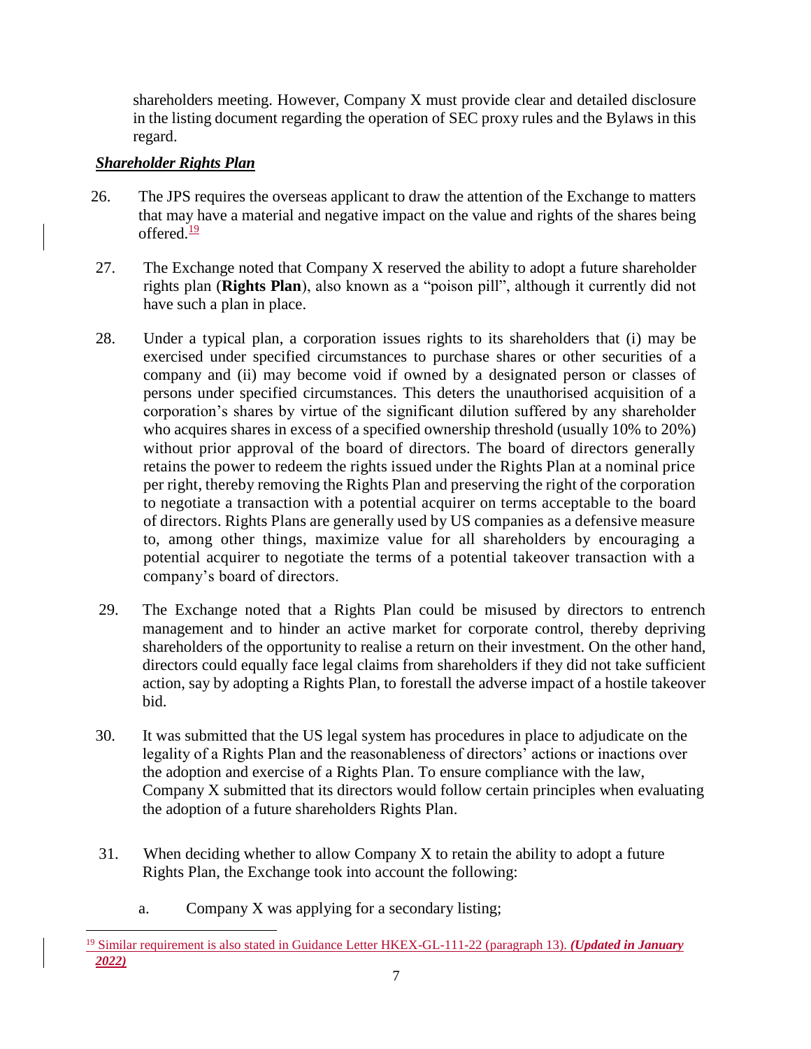shareholders meeting. However, Company X must provide clear and detailed disclosure in the listing document regarding the operation of SEC proxy rules and the Bylaws in this regard.

***Shareholder Rights Plan***

26. The JPS requires the overseas applicant to draw the attention of the Exchange to matters that may have a material and negative impact on the value and rights of the shares being offered.[19]

27. The Exchange noted that Company X reserved the ability to adopt a future shareholder rights plan (**Rights Plan**), also known as a "poison pill", although it currently did not have such a plan in place.

28. Under a typical plan, a corporation issues rights to its shareholders that (i) may be exercised under specified circumstances to purchase shares or other securities of a company and (ii) may become void if owned by a designated person or classes of persons under specified circumstances. This deters the unauthorised acquisition of a corporation's shares by virtue of the significant dilution suffered by any shareholder who acquires shares in excess of a specified ownership threshold (usually 10% to 20%) without prior approval of the board of directors. The board of directors generally retains the power to redeem the rights issued under the Rights Plan at a nominal price per right, thereby removing the Rights Plan and preserving the right of the corporation to negotiate a transaction with a potential acquirer on terms acceptable to the board of directors. Rights Plans are generally used by US companies as a defensive measure to, among other things, maximize value for all shareholders by encouraging a potential acquirer to negotiate the terms of a potential takeover transaction with a company's board of directors.

29. The Exchange noted that a Rights Plan could be misused by directors to entrench management and to hinder an active market for corporate control, thereby depriving shareholders of the opportunity to realise a return on their investment. On the other hand, directors could equally face legal claims from shareholders if they did not take sufficient action, say by adopting a Rights Plan, to forestall the adverse impact of a hostile takeover bid.

30. It was submitted that the US legal system has procedures in place to adjudicate on the legality of a Rights Plan and the reasonableness of directors' actions or inactions over the adoption and exercise of a Rights Plan. To ensure compliance with the law, Company X submitted that its directors would follow certain principles when evaluating the adoption of a future shareholders Rights Plan.

31. When deciding whether to allow Company X to retain the ability to adopt a future Rights Plan, the Exchange took into account the following:

    a. Company X was applying for a secondary listing;

---

[19] Similar requirement is also stated in Guidance Letter HKEX-GL-111-22 (paragraph 13). ***(Updated in January 2022)***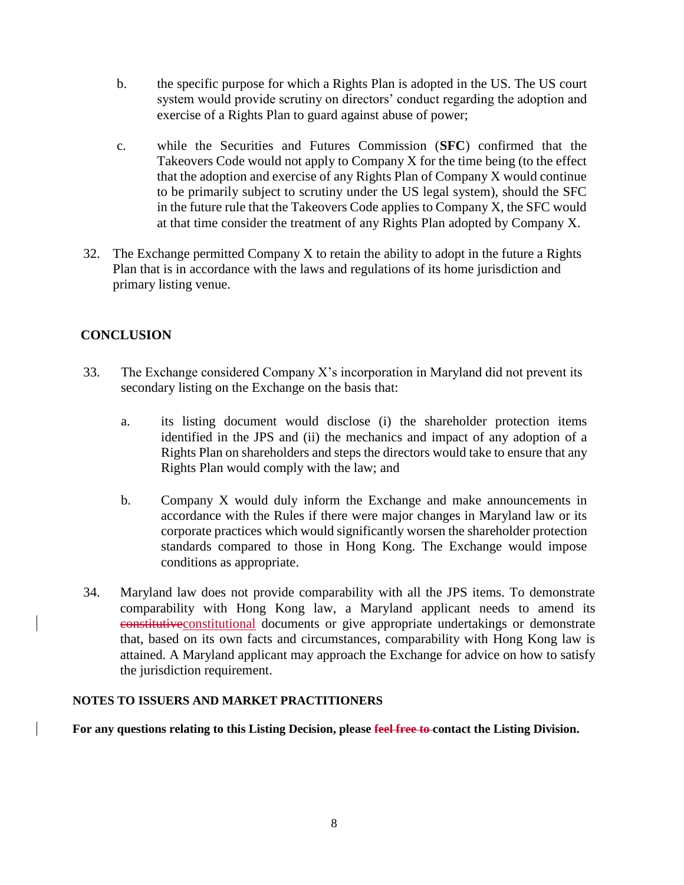b. the specific purpose for which a Rights Plan is adopted in the US. The US court system would provide scrutiny on directors' conduct regarding the adoption and exercise of a Rights Plan to guard against abuse of power;

c. while the Securities and Futures Commission (**SFC**) confirmed that the Takeovers Code would not apply to Company X for the time being (to the effect that the adoption and exercise of any Rights Plan of Company X would continue to be primarily subject to scrutiny under the US legal system), should the SFC in the future rule that the Takeovers Code applies to Company X, the SFC would at that time consider the treatment of any Rights Plan adopted by Company X.

32. The Exchange permitted Company X to retain the ability to adopt in the future a Rights Plan that is in accordance with the laws and regulations of its home jurisdiction and primary listing venue.

## CONCLUSION

33. The Exchange considered Company X's incorporation in Maryland did not prevent its secondary listing on the Exchange on the basis that:

   a. its listing document would disclose (i) the shareholder protection items identified in the JPS and (ii) the mechanics and impact of any adoption of a Rights Plan on shareholders and steps the directors would take to ensure that any Rights Plan would comply with the law; and

   b. Company X would duly inform the Exchange and make announcements in accordance with the Rules if there were major changes in Maryland law or its corporate practices which would significantly worsen the shareholder protection standards compared to those in Hong Kong. The Exchange would impose conditions as appropriate.

34. Maryland law does not provide comparability with all the JPS items. To demonstrate comparability with Hong Kong law, a Maryland applicant needs to amend its ~~constitutive~~constitutional documents or give appropriate undertakings or demonstrate that, based on its own facts and circumstances, comparability with Hong Kong law is attained. A Maryland applicant may approach the Exchange for advice on how to satisfy the jurisdiction requirement.

### NOTES TO ISSUERS AND MARKET PRACTITIONERS

**For any questions relating to this Listing Decision, please ~~feel free to~~ contact the Listing Division.**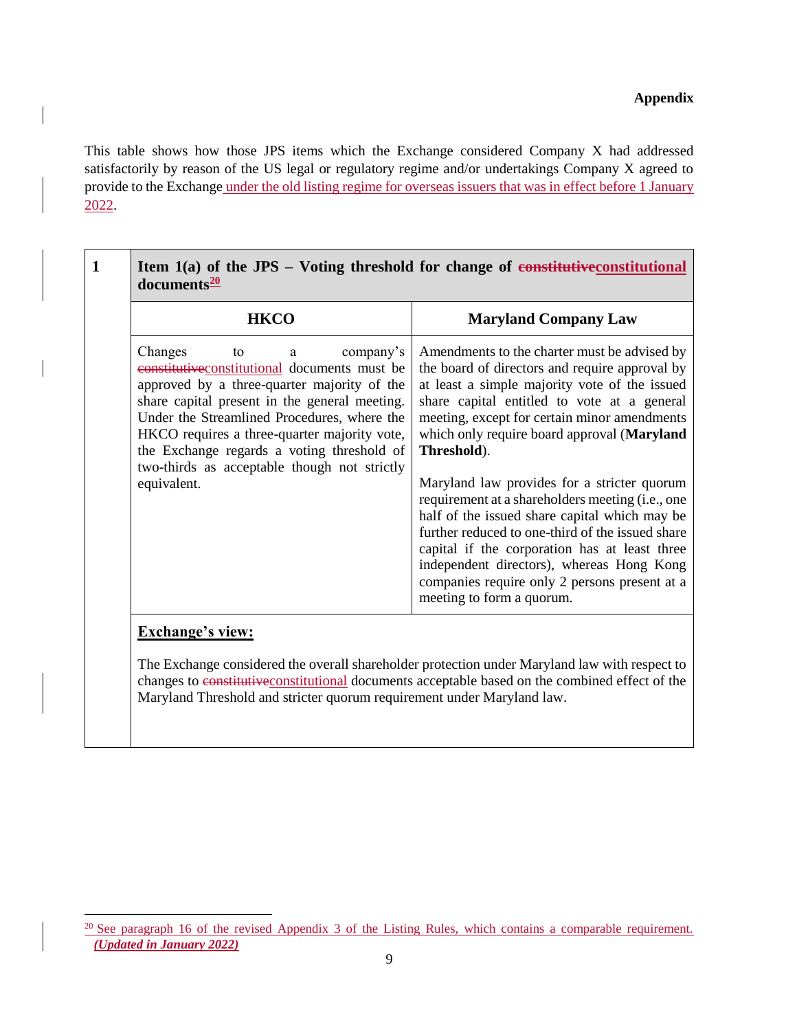**Appendix**

This table shows how those JPS items which the Exchange considered Company X had addressed satisfactorily by reason of the US legal or regulatory regime and/or undertakings Company X agreed to provide to the Exchange under the old listing regime for overseas issuers that was in effect before 1 January 2022.

| 1 | **Item 1(a) of the JPS – Voting threshold for change of ~~constitutive~~constitutional documents[20]** | |
|---|---|---|
| | **HKCO** | **Maryland Company Law** |
| | Changes to a company's ~~constitutive~~constitutional documents must be approved by a three-quarter majority of the share capital present in the general meeting. Under the Streamlined Procedures, where the HKCO requires a three-quarter majority vote, the Exchange regards a voting threshold of two-thirds as acceptable though not strictly equivalent. | Amendments to the charter must be advised by the board of directors and require approval by at least a simple majority vote of the issued share capital entitled to vote at a general meeting, except for certain minor amendments which only require board approval (**Maryland Threshold**).<br><br>Maryland law provides for a stricter quorum requirement at a shareholders meeting (i.e., one half of the issued share capital which may be further reduced to one-third of the issued share capital if the corporation has at least three independent directors), whereas Hong Kong companies require only 2 persons present at a meeting to form a quorum. |
| | **<u>Exchange's view:</u>**<br><br>The Exchange considered the overall shareholder protection under Maryland law with respect to changes to ~~constitutive~~constitutional documents acceptable based on the combined effect of the Maryland Threshold and stricter quorum requirement under Maryland law. | |

[20] See paragraph 16 of the revised Appendix 3 of the Listing Rules, which contains a comparable requirement. ***(Updated in January 2022)***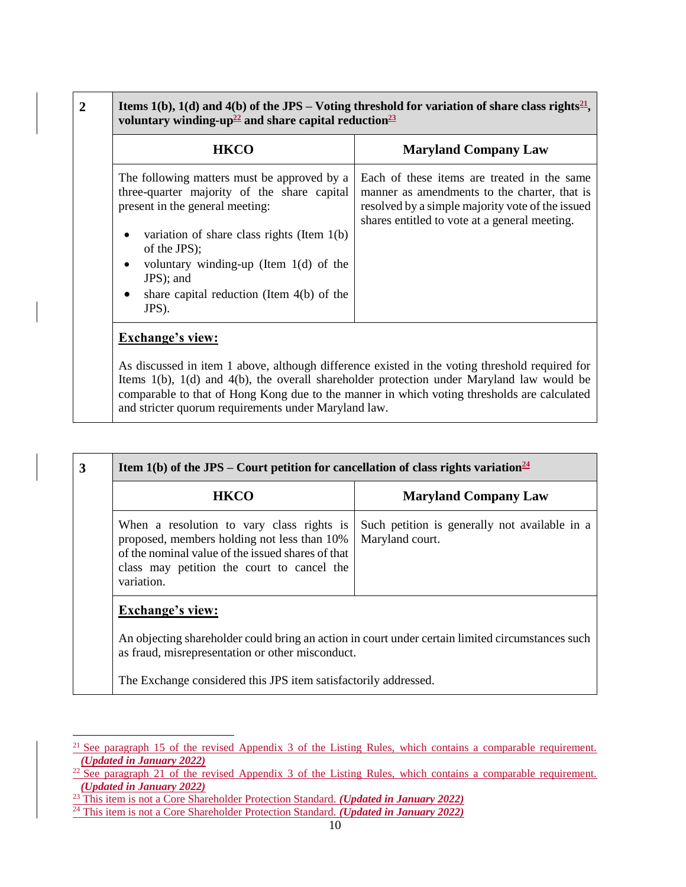| 2 | **Items 1(b), 1(d) and 4(b) of the JPS – Voting threshold for variation of share class rights[21], voluntary winding-up[22] and share capital reduction[23]** | |
|---|---|---|
| | **HKCO** | **Maryland Company Law** |
| | The following matters must be approved by a three-quarter majority of the share capital present in the general meeting:<br><br>• variation of share class rights (Item 1(b) of the JPS);<br>• voluntary winding-up (Item 1(d) of the JPS); and<br>• share capital reduction (Item 4(b) of the JPS). | Each of these items are treated in the same manner as amendments to the charter, that is resolved by a simple majority vote of the issued shares entitled to vote at a general meeting. |
| | **Exchange's view:**<br><br>As discussed in item 1 above, although difference existed in the voting threshold required for Items 1(b), 1(d) and 4(b), the overall shareholder protection under Maryland law would be comparable to that of Hong Kong due to the manner in which voting thresholds are calculated and stricter quorum requirements under Maryland law. | |

| 3 | **Item 1(b) of the JPS – Court petition for cancellation of class rights variation[24]** | |
|---|---|---|
| | **HKCO** | **Maryland Company Law** |
| | When a resolution to vary class rights is proposed, members holding not less than 10% of the nominal value of the issued shares of that class may petition the court to cancel the variation. | Such petition is generally not available in a Maryland court. |
| | **Exchange's view:**<br><br>An objecting shareholder could bring an action in court under certain limited circumstances such as fraud, misrepresentation or other misconduct.<br><br>The Exchange considered this JPS item satisfactorily addressed. | |

[21] See paragraph 15 of the revised Appendix 3 of the Listing Rules, which contains a comparable requirement. ***(Updated in January 2022)***

[22] See paragraph 21 of the revised Appendix 3 of the Listing Rules, which contains a comparable requirement. ***(Updated in January 2022)***

[23] This item is not a Core Shareholder Protection Standard. ***(Updated in January 2022)***

[24] This item is not a Core Shareholder Protection Standard. ***(Updated in January 2022)***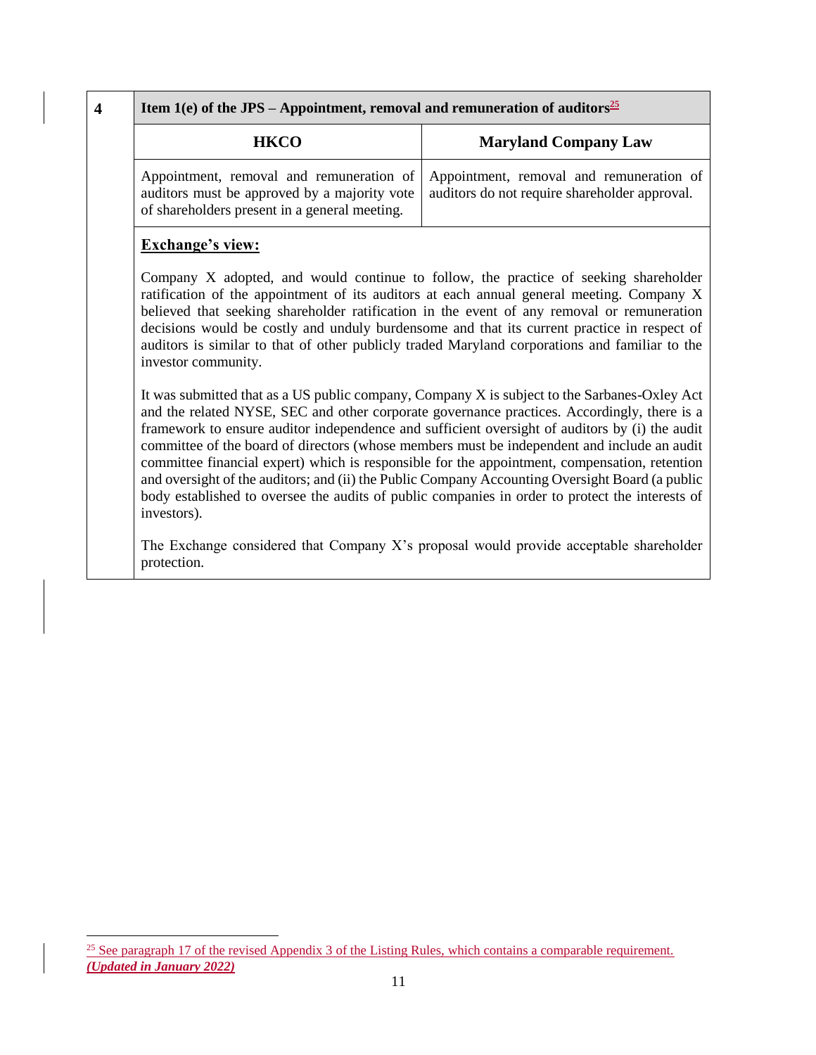| 4 | Item 1(e) of the JPS – Appointment, removal and remuneration of auditors[25] | |
|---|---|---|
| | **HKCO** | **Maryland Company Law** |
| | Appointment, removal and remuneration of auditors must be approved by a majority vote of shareholders present in a general meeting. | Appointment, removal and remuneration of auditors do not require shareholder approval. |

**Exchange's view:**

Company X adopted, and would continue to follow, the practice of seeking shareholder ratification of the appointment of its auditors at each annual general meeting. Company X believed that seeking shareholder ratification in the event of any removal or remuneration decisions would be costly and unduly burdensome and that its current practice in respect of auditors is similar to that of other publicly traded Maryland corporations and familiar to the investor community.

It was submitted that as a US public company, Company X is subject to the Sarbanes-Oxley Act and the related NYSE, SEC and other corporate governance practices. Accordingly, there is a framework to ensure auditor independence and sufficient oversight of auditors by (i) the audit committee of the board of directors (whose members must be independent and include an audit committee financial expert) which is responsible for the appointment, compensation, retention and oversight of the auditors; and (ii) the Public Company Accounting Oversight Board (a public body established to oversee the audits of public companies in order to protect the interests of investors).

The Exchange considered that Company X's proposal would provide acceptable shareholder protection.

[25] See paragraph 17 of the revised Appendix 3 of the Listing Rules, which contains a comparable requirement. ***(Updated in January 2022)***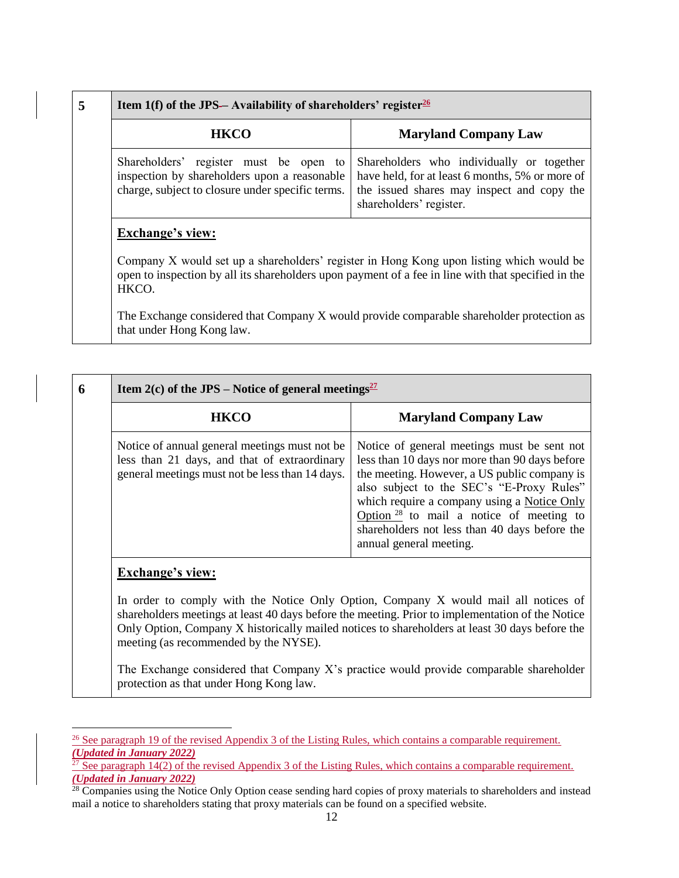| 5 | Item 1(f) of the JPS – Availability of shareholders' register[26] | |
|---|---|---|
| | **HKCO** | **Maryland Company Law** |
| | Shareholders' register must be open to inspection by shareholders upon a reasonable charge, subject to closure under specific terms. | Shareholders who individually or together have held, for at least 6 months, 5% or more of the issued shares may inspect and copy the shareholders' register. |
| | **Exchange's view:**<br><br>Company X would set up a shareholders' register in Hong Kong upon listing which would be open to inspection by all its shareholders upon payment of a fee in line with that specified in the HKCO.<br><br>The Exchange considered that Company X would provide comparable shareholder protection as that under Hong Kong law. | |

| 6 | Item 2(c) of the JPS – Notice of general meetings[27] | |
|---|---|---|
| | **HKCO** | **Maryland Company Law** |
| | Notice of annual general meetings must not be less than 21 days, and that of extraordinary general meetings must not be less than 14 days. | Notice of general meetings must be sent not less than 10 days nor more than 90 days before the meeting. However, a US public company is also subject to the SEC's "E-Proxy Rules" which require a company using a Notice Only Option[28] to mail a notice of meeting to shareholders not less than 40 days before the annual general meeting. |
| | **Exchange's view:**<br><br>In order to comply with the Notice Only Option, Company X would mail all notices of shareholders meetings at least 40 days before the meeting. Prior to implementation of the Notice Only Option, Company X historically mailed notices to shareholders at least 30 days before the meeting (as recommended by the NYSE).<br><br>The Exchange considered that Company X's practice would provide comparable shareholder protection as that under Hong Kong law. | |

[26] See paragraph 19 of the revised Appendix 3 of the Listing Rules, which contains a comparable requirement. ***(Updated in January 2022)***

[27] See paragraph 14(2) of the revised Appendix 3 of the Listing Rules, which contains a comparable requirement. ***(Updated in January 2022)***

[28] Companies using the Notice Only Option cease sending hard copies of proxy materials to shareholders and instead mail a notice to shareholders stating that proxy materials can be found on a specified website.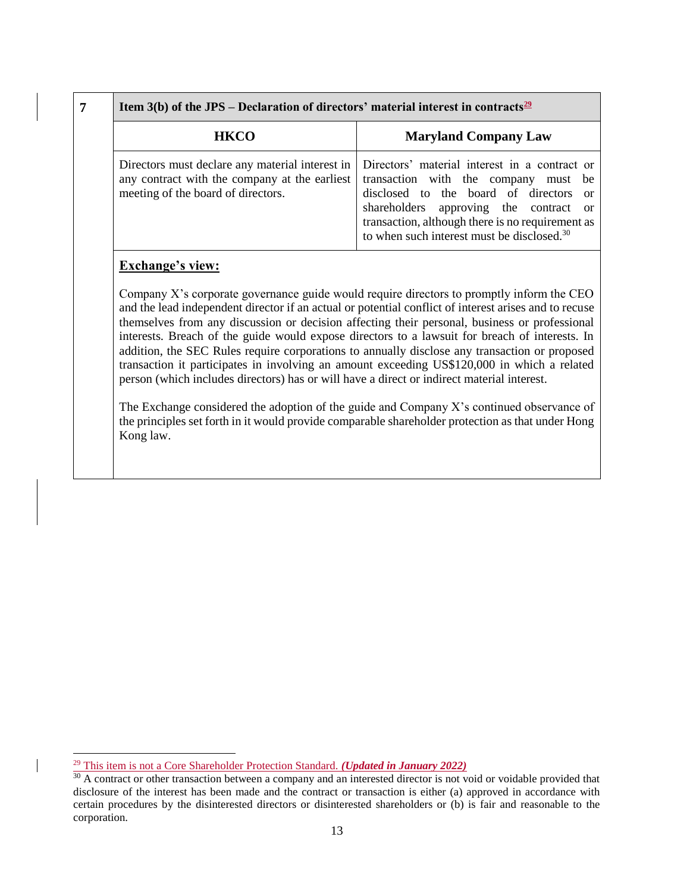| 7 | Item 3(b) of the JPS – Declaration of directors' material interest in contracts[29] | |
|---|---|---|
| | **HKCO** | **Maryland Company Law** |
| | Directors must declare any material interest in any contract with the company at the earliest meeting of the board of directors. | Directors' material interest in a contract or transaction with the company must be disclosed to the board of directors or shareholders approving the contract or transaction, although there is no requirement as to when such interest must be disclosed.[30] |

**Exchange's view:**

Company X's corporate governance guide would require directors to promptly inform the CEO and the lead independent director if an actual or potential conflict of interest arises and to recuse themselves from any discussion or decision affecting their personal, business or professional interests. Breach of the guide would expose directors to a lawsuit for breach of interests. In addition, the SEC Rules require corporations to annually disclose any transaction or proposed transaction it participates in involving an amount exceeding US$120,000 in which a related person (which includes directors) has or will have a direct or indirect material interest.

The Exchange considered the adoption of the guide and Company X's continued observance of the principles set forth in it would provide comparable shareholder protection as that under Hong Kong law.

---

[29] This item is not a Core Shareholder Protection Standard. ***(Updated in January 2022)***

[30] A contract or other transaction between a company and an interested director is not void or voidable provided that disclosure of the interest has been made and the contract or transaction is either (a) approved in accordance with certain procedures by the disinterested directors or disinterested shareholders or (b) is fair and reasonable to the corporation.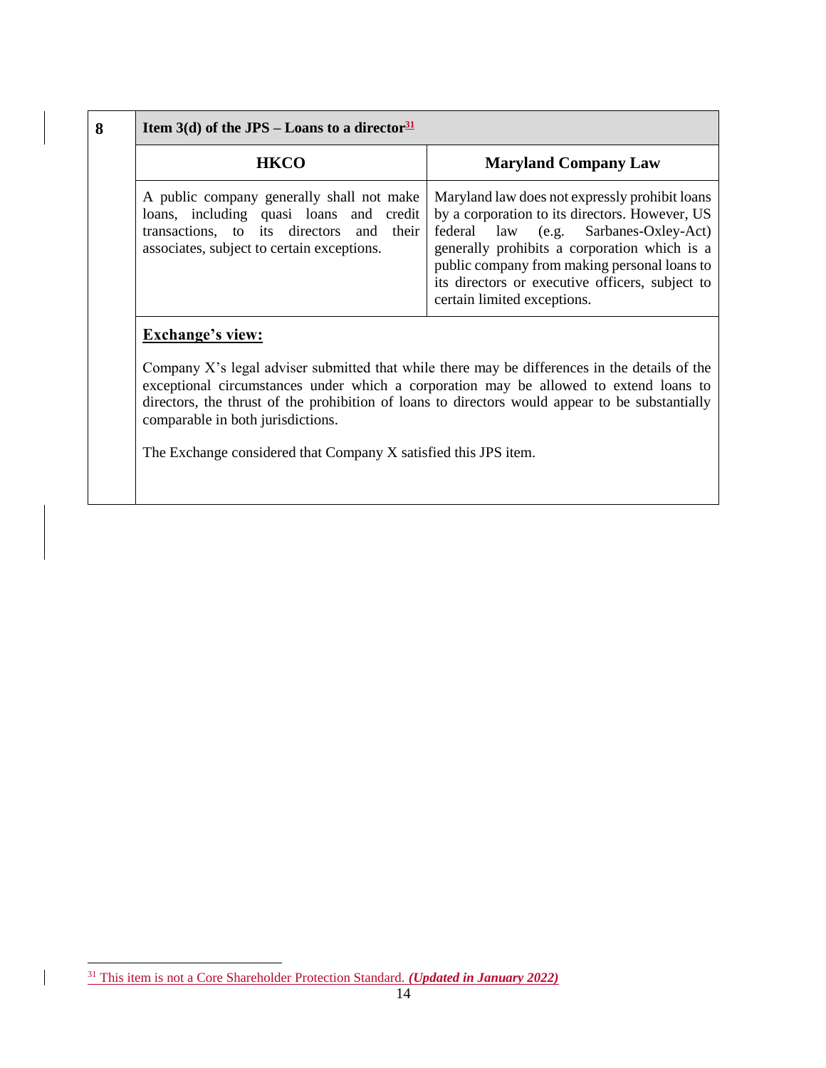| 8 | Item 3(d) of the JPS – Loans to a director[31] | |
|---|---|---|
| | **HKCO** | **Maryland Company Law** |
| | A public company generally shall not make loans, including quasi loans and credit transactions, to its directors and their associates, subject to certain exceptions. | Maryland law does not expressly prohibit loans by a corporation to its directors. However, US federal law (e.g. Sarbanes-Oxley-Act) generally prohibits a corporation which is a public company from making personal loans to its directors or executive officers, subject to certain limited exceptions. |

**Exchange's view:**

Company X's legal adviser submitted that while there may be differences in the details of the exceptional circumstances under which a corporation may be allowed to extend loans to directors, the thrust of the prohibition of loans to directors would appear to be substantially comparable in both jurisdictions.

The Exchange considered that Company X satisfied this JPS item.

[31] This item is not a Core Shareholder Protection Standard. ***(Updated in January 2022)***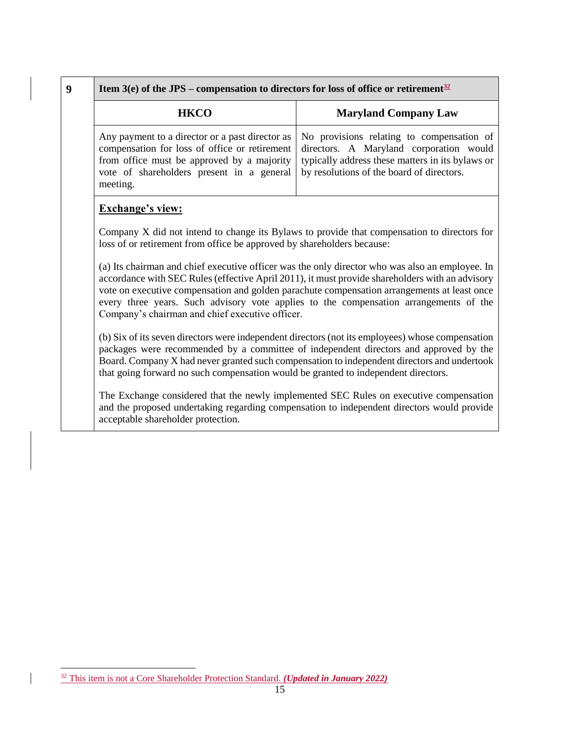| 9 | Item 3(e) of the JPS – compensation to directors for loss of office or retirement[32] | |
|---|---|---|
| | **HKCO** | **Maryland Company Law** |
| | Any payment to a director or a past director as compensation for loss of office or retirement from office must be approved by a majority vote of shareholders present in a general meeting. | No provisions relating to compensation of directors. A Maryland corporation would typically address these matters in its bylaws or by resolutions of the board of directors. |

**Exchange's view:**

Company X did not intend to change its Bylaws to provide that compensation to directors for loss of or retirement from office be approved by shareholders because:

(a) Its chairman and chief executive officer was the only director who was also an employee. In accordance with SEC Rules (effective April 2011), it must provide shareholders with an advisory vote on executive compensation and golden parachute compensation arrangements at least once every three years. Such advisory vote applies to the compensation arrangements of the Company's chairman and chief executive officer.

(b) Six of its seven directors were independent directors (not its employees) whose compensation packages were recommended by a committee of independent directors and approved by the Board. Company X had never granted such compensation to independent directors and undertook that going forward no such compensation would be granted to independent directors.

The Exchange considered that the newly implemented SEC Rules on executive compensation and the proposed undertaking regarding compensation to independent directors would provide acceptable shareholder protection.

[32] This item is not a Core Shareholder Protection Standard. ***(Updated in January 2022)***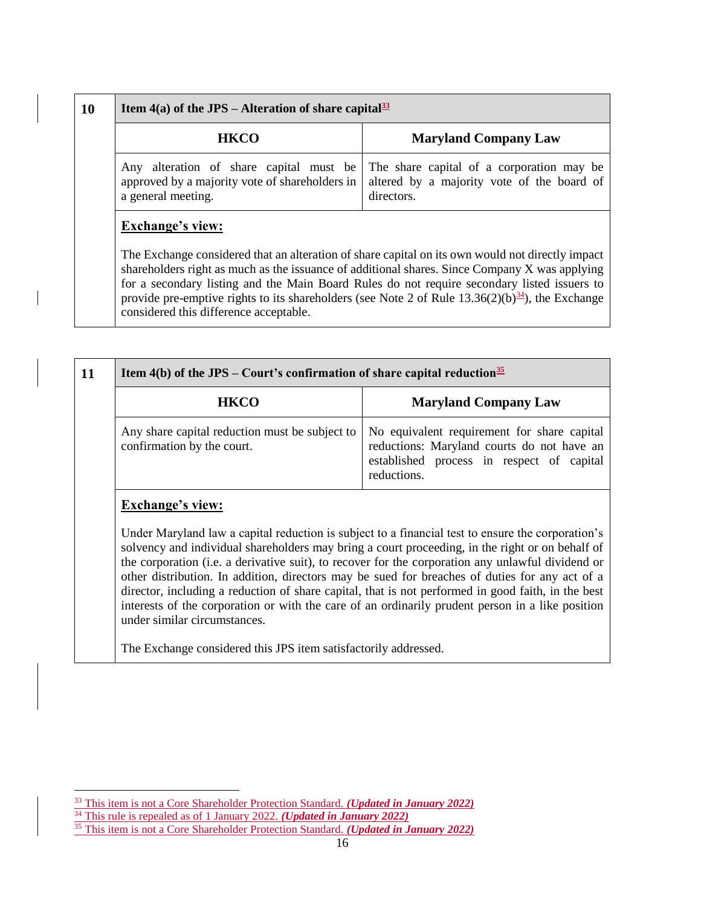| 10 | Item 4(a) of the JPS – Alteration of share capital[33] | |
|---|---|---|
| | **HKCO** | **Maryland Company Law** |
| | Any alteration of share capital must be approved by a majority vote of shareholders in a general meeting. | The share capital of a corporation may be altered by a majority vote of the board of directors. |

**Exchange's view:**

The Exchange considered that an alteration of share capital on its own would not directly impact shareholders right as much as the issuance of additional shares. Since Company X was applying for a secondary listing and the Main Board Rules do not require secondary listed issuers to provide pre-emptive rights to its shareholders (see Note 2 of Rule 13.36(2)(b)[34]), the Exchange considered this difference acceptable.

| 11 | Item 4(b) of the JPS – Court's confirmation of share capital reduction[35] | |
|---|---|---|
| | **HKCO** | **Maryland Company Law** |
| | Any share capital reduction must be subject to confirmation by the court. | No equivalent requirement for share capital reductions: Maryland courts do not have an established process in respect of capital reductions. |

**Exchange's view:**

Under Maryland law a capital reduction is subject to a financial test to ensure the corporation's solvency and individual shareholders may bring a court proceeding, in the right or on behalf of the corporation (i.e. a derivative suit), to recover for the corporation any unlawful dividend or other distribution. In addition, directors may be sued for breaches of duties for any act of a director, including a reduction of share capital, that is not performed in good faith, in the best interests of the corporation or with the care of an ordinarily prudent person in a like position under similar circumstances.

The Exchange considered this JPS item satisfactorily addressed.

---

[33] This item is not a Core Shareholder Protection Standard. ***(Updated in January 2022)***

[34] This rule is repealed as of 1 January 2022. ***(Updated in January 2022)***

[35] This item is not a Core Shareholder Protection Standard. ***(Updated in January 2022)***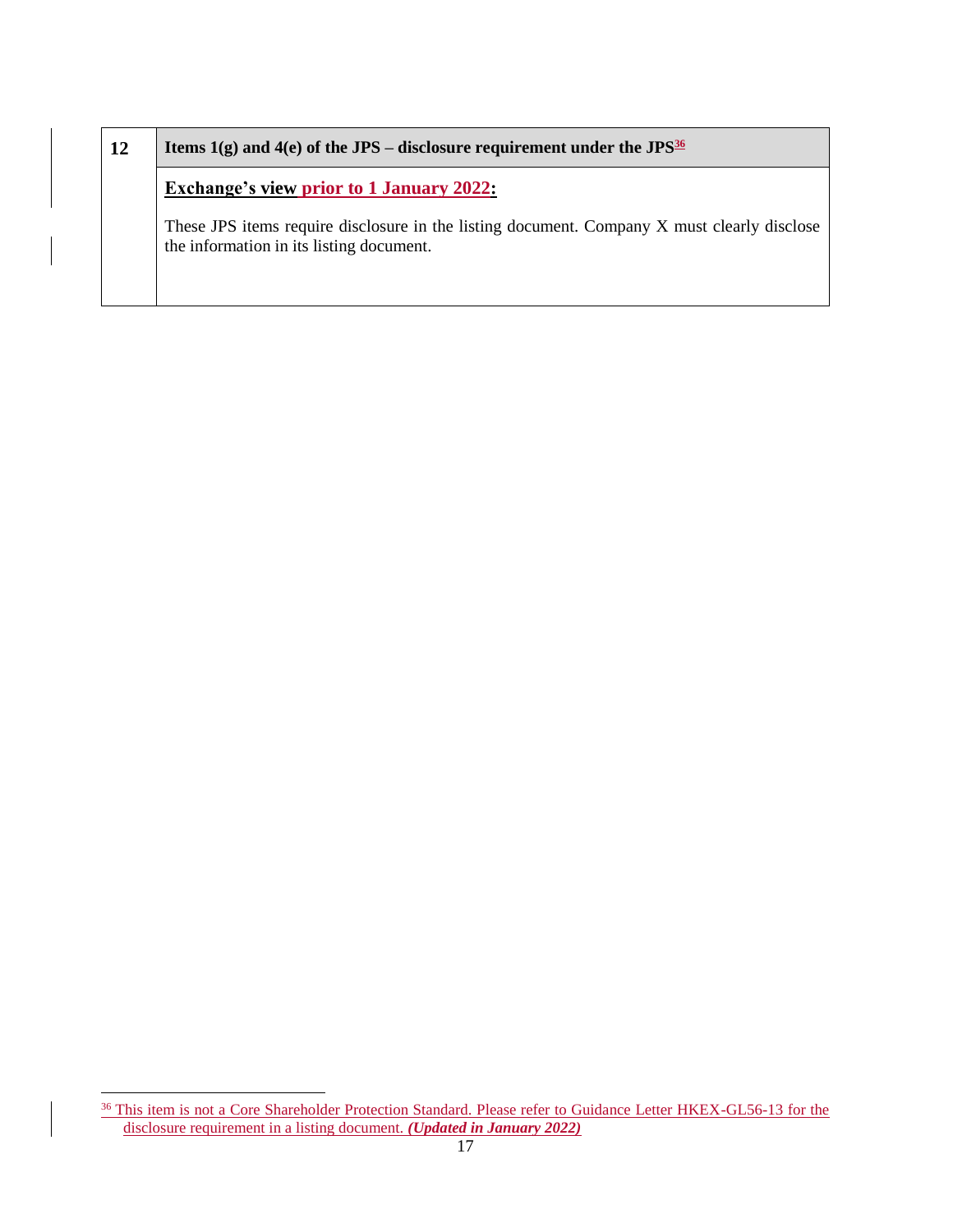| 12 | Items 1(g) and 4(e) of the JPS – disclosure requirement under the JPS[36] |
|---|---|
| | **Exchange's view prior to 1 January 2022:**<br><br>These JPS items require disclosure in the listing document. Company X must clearly disclose the information in its listing document. |

[36] This item is not a Core Shareholder Protection Standard. Please refer to Guidance Letter HKEX-GL56-13 for the disclosure requirement in a listing document. ***(Updated in January 2022)***